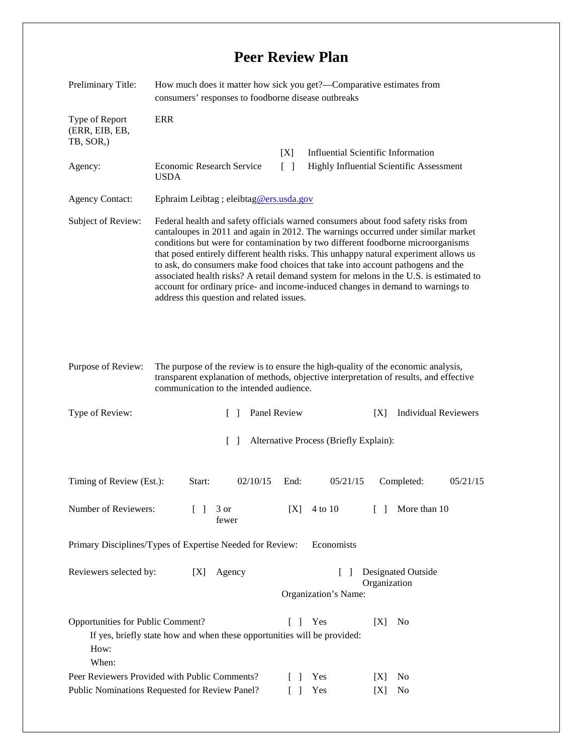# Peer Review Plan

Preliminary Title: How much does it matter how sick you get?—Comparative estimates from consumers' responses to foodborne disease outbreaks

Type of Report (ERR, EIB, EB, TB, SOR,): ERR

Agency: Economic Research Service USDA

[X] Influential Scientific Information
[ ] Highly Influential Scientific Assessment

Agency Contact: Ephraim Leibtag ; eleibtag@ers.usda.gov

Subject of Review: Federal health and safety officials warned consumers about food safety risks from cantaloupes in 2011 and again in 2012. The warnings occurred under similar market conditions but were for contamination by two different foodborne microorganisms that posed entirely different health risks. This unhappy natural experiment allows us to ask, do consumers make food choices that take into account pathogens and the associated health risks? A retail demand system for melons in the U.S. is estimated to account for ordinary price- and income-induced changes in demand to warnings to address this question and related issues.

Purpose of Review: The purpose of the review is to ensure the high-quality of the economic analysis, transparent explanation of methods, objective interpretation of results, and effective communication to the intended audience.

Type of Review: [ ] Panel Review [X] Individual Reviewers

[ ] Alternative Process (Briefly Explain):

Timing of Review (Est.): Start: 02/10/15 End: 05/21/15 Completed: 05/21/15

Number of Reviewers: [ ] 3 or fewer [X] 4 to 10 [ ] More than 10

Primary Disciplines/Types of Expertise Needed for Review: Economists

Reviewers selected by: [X] Agency [ ] Designated Outside Organization

Organization's Name:

Opportunities for Public Comment? [ ] Yes [X] No

If yes, briefly state how and when these opportunities will be provided:

How:

When:

Peer Reviewers Provided with Public Comments? [ ] Yes [X] No

Public Nominations Requested for Review Panel? [ ] Yes [X] No